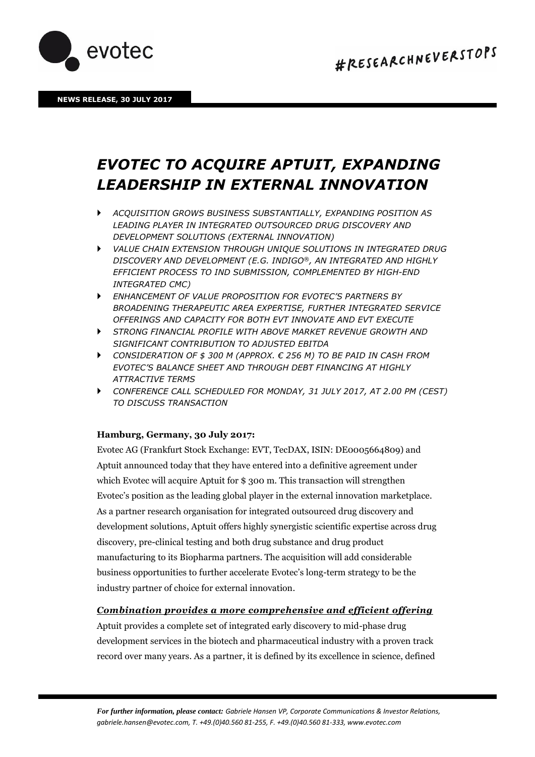**NEWS RELEASE, 30 JULY 2017**

# *EVOTEC TO ACQUIRE APTUIT, EXPANDING LEADERSHIP IN EXTERNAL INNOVATION*

- *ACQUISITION GROWS BUSINESS SUBSTANTIALLY, EXPANDING POSITION AS LEADING PLAYER IN INTEGRATED OUTSOURCED DRUG DISCOVERY AND DEVELOPMENT SOLUTIONS (EXTERNAL INNOVATION)*
- *VALUE CHAIN EXTENSION THROUGH UNIQUE SOLUTIONS IN INTEGRATED DRUG DISCOVERY AND DEVELOPMENT (E.G. INDIGO®, AN INTEGRATED AND HIGHLY EFFICIENT PROCESS TO IND SUBMISSION, COMPLEMENTED BY HIGH-END INTEGRATED CMC)*
- *ENHANCEMENT OF VALUE PROPOSITION FOR EVOTEC'S PARTNERS BY BROADENING THERAPEUTIC AREA EXPERTISE, FURTHER INTEGRATED SERVICE OFFERINGS AND CAPACITY FOR BOTH EVT INNOVATE AND EVT EXECUTE*
- *STRONG FINANCIAL PROFILE WITH ABOVE MARKET REVENUE GROWTH AND SIGNIFICANT CONTRIBUTION TO ADJUSTED EBITDA*
- *CONSIDERATION OF $ 300 M (APPROX. € 256 M) TO BE PAID IN CASH FROM EVOTEC'S BALANCE SHEET AND THROUGH DEBT FINANCING AT HIGHLY ATTRACTIVE TERMS*
- *CONFERENCE CALL SCHEDULED FOR MONDAY, 31 JULY 2017, AT 2.00 PM (CEST) TO DISCUSS TRANSACTION*

**Hamburg, Germany, 30 July 2017:**
Evotec AG (Frankfurt Stock Exchange: EVT, TecDAX, ISIN: DE0005664809) and Aptuit announced today that they have entered into a definitive agreement under which Evotec will acquire Aptuit for $ 300 m. This transaction will strengthen Evotec's position as the leading global player in the external innovation marketplace. As a partner research organisation for integrated outsourced drug discovery and development solutions, Aptuit offers highly synergistic scientific expertise across drug discovery, pre-clinical testing and both drug substance and drug product manufacturing to its Biopharma partners. The acquisition will add considerable business opportunities to further accelerate Evotec's long-term strategy to be the industry partner of choice for external innovation.

***Combination provides a more comprehensive and efficient offering***

Aptuit provides a complete set of integrated early discovery to mid-phase drug development services in the biotech and pharmaceutical industry with a proven track record over many years. As a partner, it is defined by its excellence in science, defined

*For further information, please contact:* Gabriele Hansen VP, Corporate Communications & Investor Relations, gabriele.hansen@evotec.com, T. +49.(0)40.560 81-255, F. +49.(0)40.560 81-333, www.evotec.com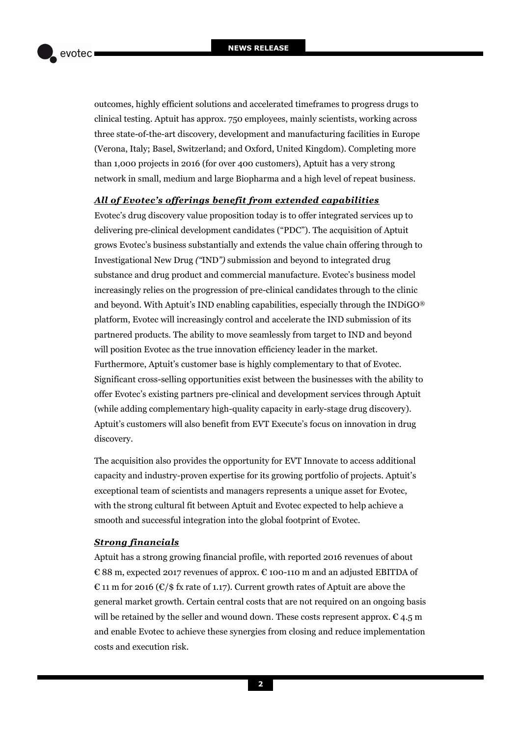outcomes, highly efficient solutions and accelerated timeframes to progress drugs to clinical testing. Aptuit has approx. 750 employees, mainly scientists, working across three state-of-the-art discovery, development and manufacturing facilities in Europe (Verona, Italy; Basel, Switzerland; and Oxford, United Kingdom). Completing more than 1,000 projects in 2016 (for over 400 customers), Aptuit has a very strong network in small, medium and large Biopharma and a high level of repeat business.

***All of Evotec's offerings benefit from extended capabilities***

Evotec's drug discovery value proposition today is to offer integrated services up to delivering pre-clinical development candidates ("PDC"). The acquisition of Aptuit grows Evotec's business substantially and extends the value chain offering through to Investigational New Drug *("*IND*")* submission and beyond to integrated drug substance and drug product and commercial manufacture. Evotec's business model increasingly relies on the progression of pre-clinical candidates through to the clinic and beyond. With Aptuit's IND enabling capabilities, especially through the INDiGO® platform, Evotec will increasingly control and accelerate the IND submission of its partnered products. The ability to move seamlessly from target to IND and beyond will position Evotec as the true innovation efficiency leader in the market. Furthermore, Aptuit's customer base is highly complementary to that of Evotec. Significant cross-selling opportunities exist between the businesses with the ability to offer Evotec's existing partners pre-clinical and development services through Aptuit (while adding complementary high-quality capacity in early-stage drug discovery). Aptuit's customers will also benefit from EVT Execute's focus on innovation in drug discovery.

The acquisition also provides the opportunity for EVT Innovate to access additional capacity and industry-proven expertise for its growing portfolio of projects. Aptuit's exceptional team of scientists and managers represents a unique asset for Evotec, with the strong cultural fit between Aptuit and Evotec expected to help achieve a smooth and successful integration into the global footprint of Evotec.

***Strong financials***

Aptuit has a strong growing financial profile, with reported 2016 revenues of about € 88 m, expected 2017 revenues of approx. € 100-110 m and an adjusted EBITDA of € 11 m for 2016 (€/$ fx rate of 1.17). Current growth rates of Aptuit are above the general market growth. Certain central costs that are not required on an ongoing basis will be retained by the seller and wound down. These costs represent approx. € 4.5 m and enable Evotec to achieve these synergies from closing and reduce implementation costs and execution risk.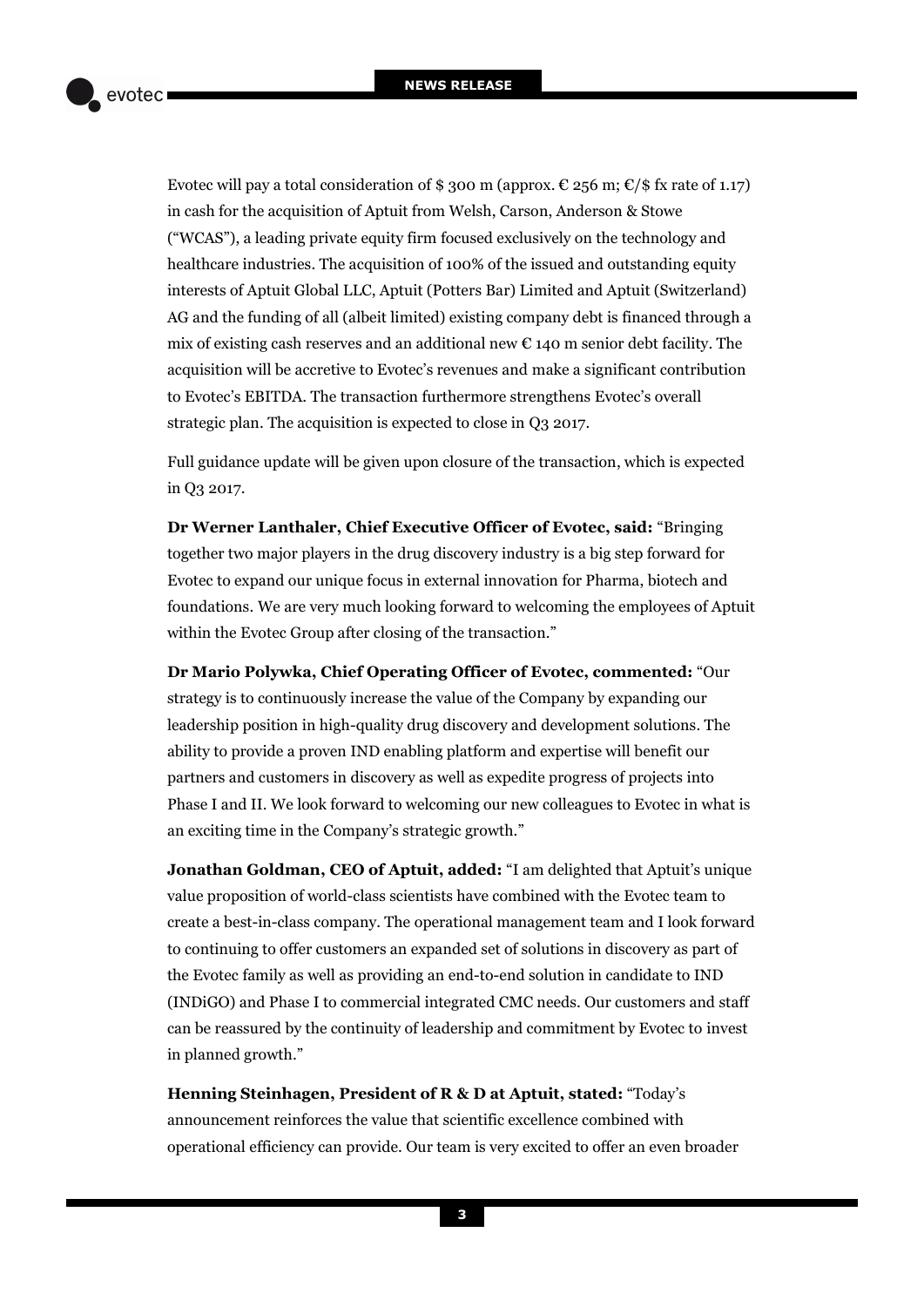Evotec will pay a total consideration of $ 300 m (approx. € 256 m; €/$ fx rate of 1.17) in cash for the acquisition of Aptuit from Welsh, Carson, Anderson & Stowe ("WCAS"), a leading private equity firm focused exclusively on the technology and healthcare industries. The acquisition of 100% of the issued and outstanding equity interests of Aptuit Global LLC, Aptuit (Potters Bar) Limited and Aptuit (Switzerland) AG and the funding of all (albeit limited) existing company debt is financed through a mix of existing cash reserves and an additional new € 140 m senior debt facility. The acquisition will be accretive to Evotec's revenues and make a significant contribution to Evotec's EBITDA. The transaction furthermore strengthens Evotec's overall strategic plan. The acquisition is expected to close in Q3 2017.

Full guidance update will be given upon closure of the transaction, which is expected in Q3 2017.

**Dr Werner Lanthaler, Chief Executive Officer of Evotec, said:** "Bringing together two major players in the drug discovery industry is a big step forward for Evotec to expand our unique focus in external innovation for Pharma, biotech and foundations. We are very much looking forward to welcoming the employees of Aptuit within the Evotec Group after closing of the transaction."

**Dr Mario Polywka, Chief Operating Officer of Evotec, commented:** "Our strategy is to continuously increase the value of the Company by expanding our leadership position in high-quality drug discovery and development solutions. The ability to provide a proven IND enabling platform and expertise will benefit our partners and customers in discovery as well as expedite progress of projects into Phase I and II. We look forward to welcoming our new colleagues to Evotec in what is an exciting time in the Company's strategic growth."

**Jonathan Goldman, CEO of Aptuit, added:** "I am delighted that Aptuit's unique value proposition of world-class scientists have combined with the Evotec team to create a best-in-class company. The operational management team and I look forward to continuing to offer customers an expanded set of solutions in discovery as part of the Evotec family as well as providing an end-to-end solution in candidate to IND (INDiGO) and Phase I to commercial integrated CMC needs. Our customers and staff can be reassured by the continuity of leadership and commitment by Evotec to invest in planned growth."

**Henning Steinhagen, President of R & D at Aptuit, stated:** "Today's announcement reinforces the value that scientific excellence combined with operational efficiency can provide. Our team is very excited to offer an even broader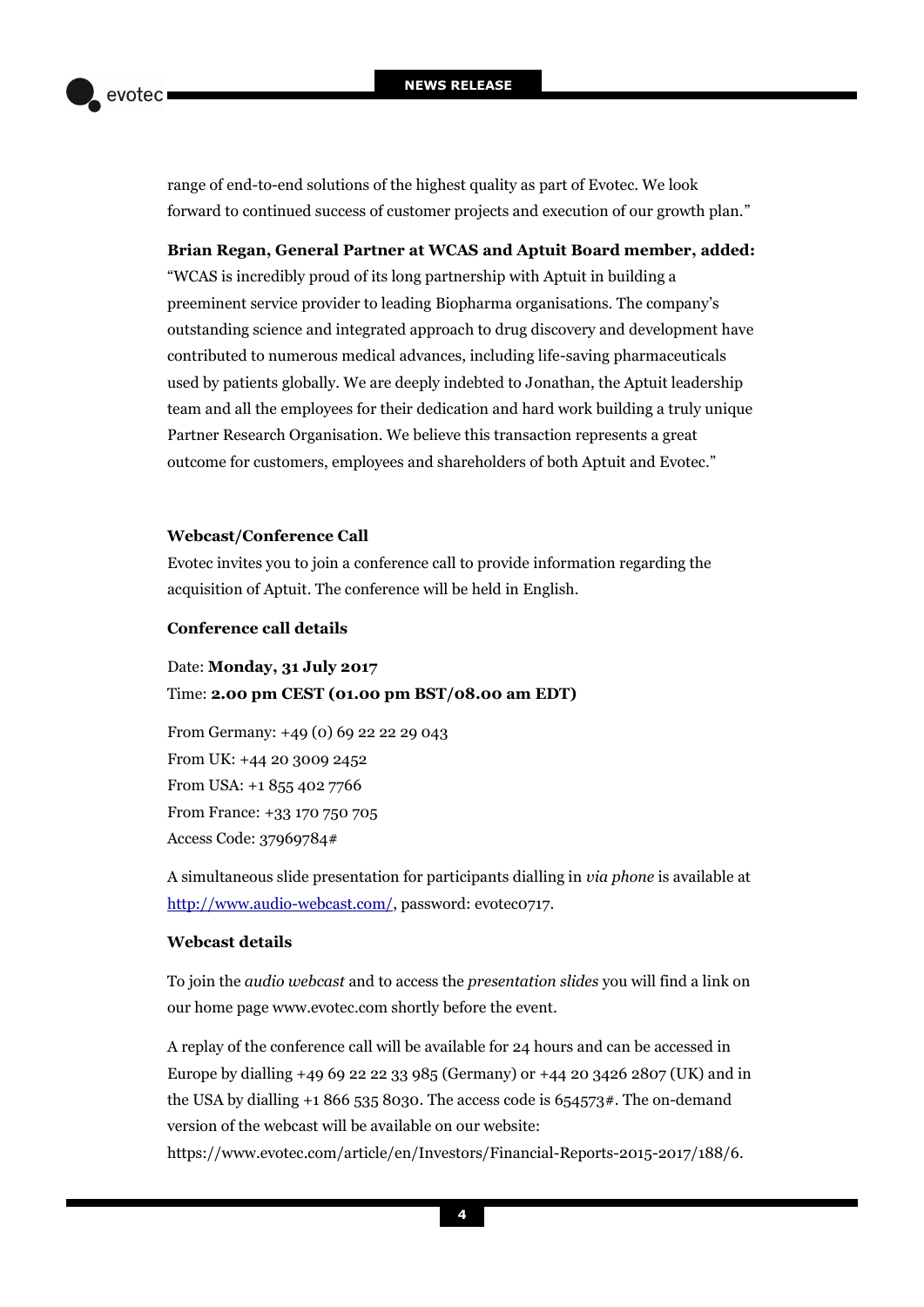range of end-to-end solutions of the highest quality as part of Evotec. We look forward to continued success of customer projects and execution of our growth plan."

**Brian Regan, General Partner at WCAS and Aptuit Board member, added:** "WCAS is incredibly proud of its long partnership with Aptuit in building a preeminent service provider to leading Biopharma organisations. The company's outstanding science and integrated approach to drug discovery and development have contributed to numerous medical advances, including life-saving pharmaceuticals used by patients globally. We are deeply indebted to Jonathan, the Aptuit leadership team and all the employees for their dedication and hard work building a truly unique Partner Research Organisation. We believe this transaction represents a great outcome for customers, employees and shareholders of both Aptuit and Evotec."

**Webcast/Conference Call**

Evotec invites you to join a conference call to provide information regarding the acquisition of Aptuit. The conference will be held in English.

**Conference call details**

Date: **Monday, 31 July 2017**
Time: **2.00 pm CEST (01.00 pm BST/08.00 am EDT)**

From Germany: +49 (0) 69 22 22 29 043
From UK: +44 20 3009 2452
From USA: +1 855 402 7766
From France: +33 170 750 705
Access Code: 37969784#

A simultaneous slide presentation for participants dialling in *via phone* is available at http://www.audio-webcast.com/, password: evotec0717.

**Webcast details**

To join the *audio webcast* and to access the *presentation slides* you will find a link on our home page www.evotec.com shortly before the event.

A replay of the conference call will be available for 24 hours and can be accessed in Europe by dialling +49 69 22 22 33 985 (Germany) or +44 20 3426 2807 (UK) and in the USA by dialling +1 866 535 8030. The access code is 654573#. The on-demand version of the webcast will be available on our website: https://www.evotec.com/article/en/Investors/Financial-Reports-2015-2017/188/6.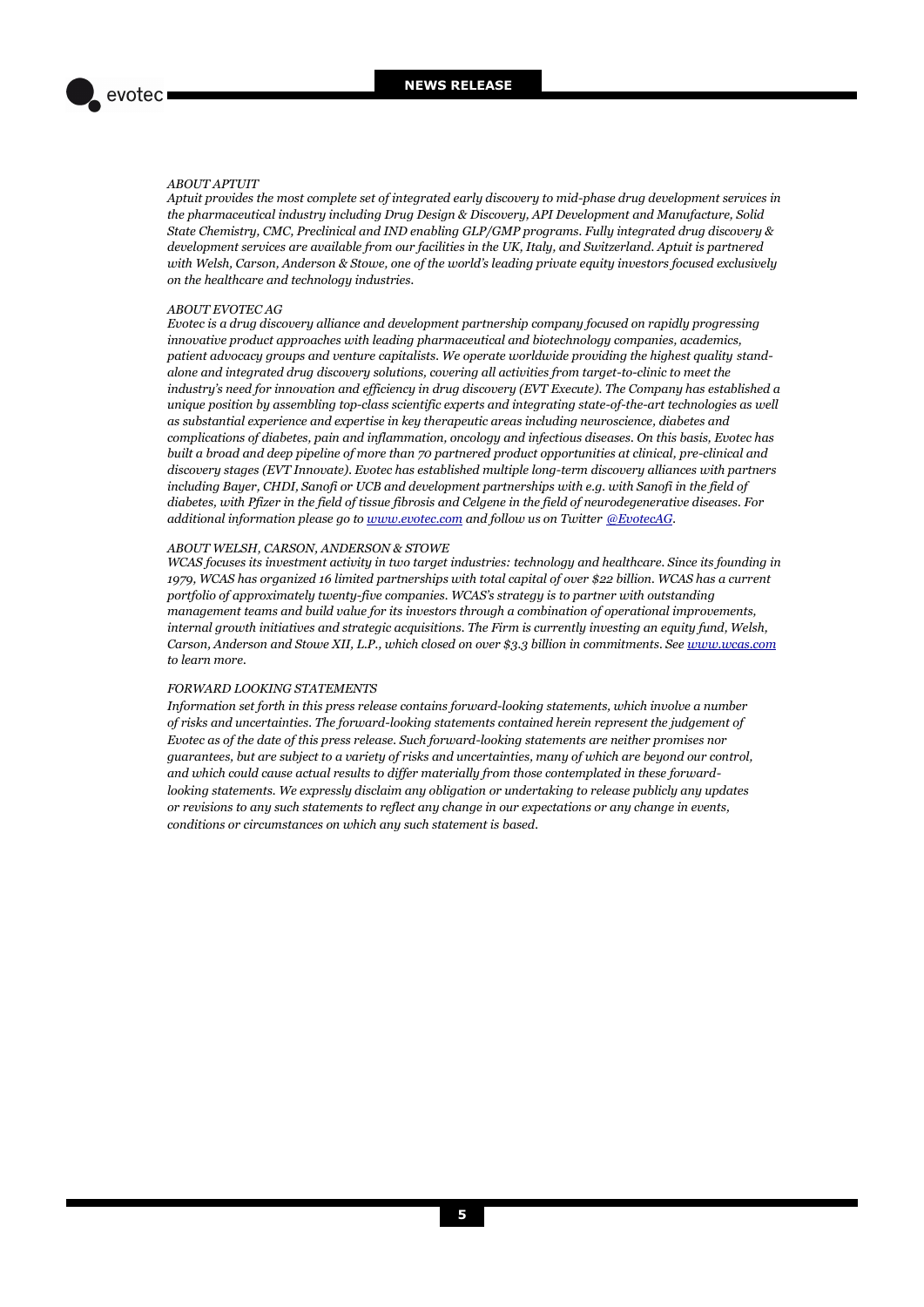*ABOUT APTUIT*

*Aptuit provides the most complete set of integrated early discovery to mid-phase drug development services in the pharmaceutical industry including Drug Design & Discovery, API Development and Manufacture, Solid State Chemistry, CMC, Preclinical and IND enabling GLP/GMP programs. Fully integrated drug discovery & development services are available from our facilities in the UK, Italy, and Switzerland. Aptuit is partnered with Welsh, Carson, Anderson & Stowe, one of the world's leading private equity investors focused exclusively on the healthcare and technology industries.*

*ABOUT EVOTEC AG*

*Evotec is a drug discovery alliance and development partnership company focused on rapidly progressing innovative product approaches with leading pharmaceutical and biotechnology companies, academics, patient advocacy groups and venture capitalists. We operate worldwide providing the highest quality stand-alone and integrated drug discovery solutions, covering all activities from target-to-clinic to meet the industry's need for innovation and efficiency in drug discovery (EVT Execute). The Company has established a unique position by assembling top-class scientific experts and integrating state-of-the-art technologies as well as substantial experience and expertise in key therapeutic areas including neuroscience, diabetes and complications of diabetes, pain and inflammation, oncology and infectious diseases. On this basis, Evotec has built a broad and deep pipeline of more than 70 partnered product opportunities at clinical, pre-clinical and discovery stages (EVT Innovate). Evotec has established multiple long-term discovery alliances with partners including Bayer, CHDI, Sanofi or UCB and development partnerships with e.g. with Sanofi in the field of diabetes, with Pfizer in the field of tissue fibrosis and Celgene in the field of neurodegenerative diseases. For additional information please go to [www.evotec.com](http://www.evotec.com) and follow us on Twitter [@EvotecAG](https://twitter.com/EvotecAG).*

*ABOUT WELSH, CARSON, ANDERSON & STOWE*

*WCAS focuses its investment activity in two target industries: technology and healthcare. Since its founding in 1979, WCAS has organized 16 limited partnerships with total capital of over $22 billion. WCAS has a current portfolio of approximately twenty-five companies. WCAS's strategy is to partner with outstanding management teams and build value for its investors through a combination of operational improvements, internal growth initiatives and strategic acquisitions. The Firm is currently investing an equity fund, Welsh, Carson, Anderson and Stowe XII, L.P., which closed on over $3.3 billion in commitments. See [www.wcas.com](http://www.wcas.com) to learn more.*

*FORWARD LOOKING STATEMENTS*

*Information set forth in this press release contains forward-looking statements, which involve a number of risks and uncertainties. The forward-looking statements contained herein represent the judgement of Evotec as of the date of this press release. Such forward-looking statements are neither promises nor guarantees, but are subject to a variety of risks and uncertainties, many of which are beyond our control, and which could cause actual results to differ materially from those contemplated in these forward-looking statements. We expressly disclaim any obligation or undertaking to release publicly any updates or revisions to any such statements to reflect any change in our expectations or any change in events, conditions or circumstances on which any such statement is based.*